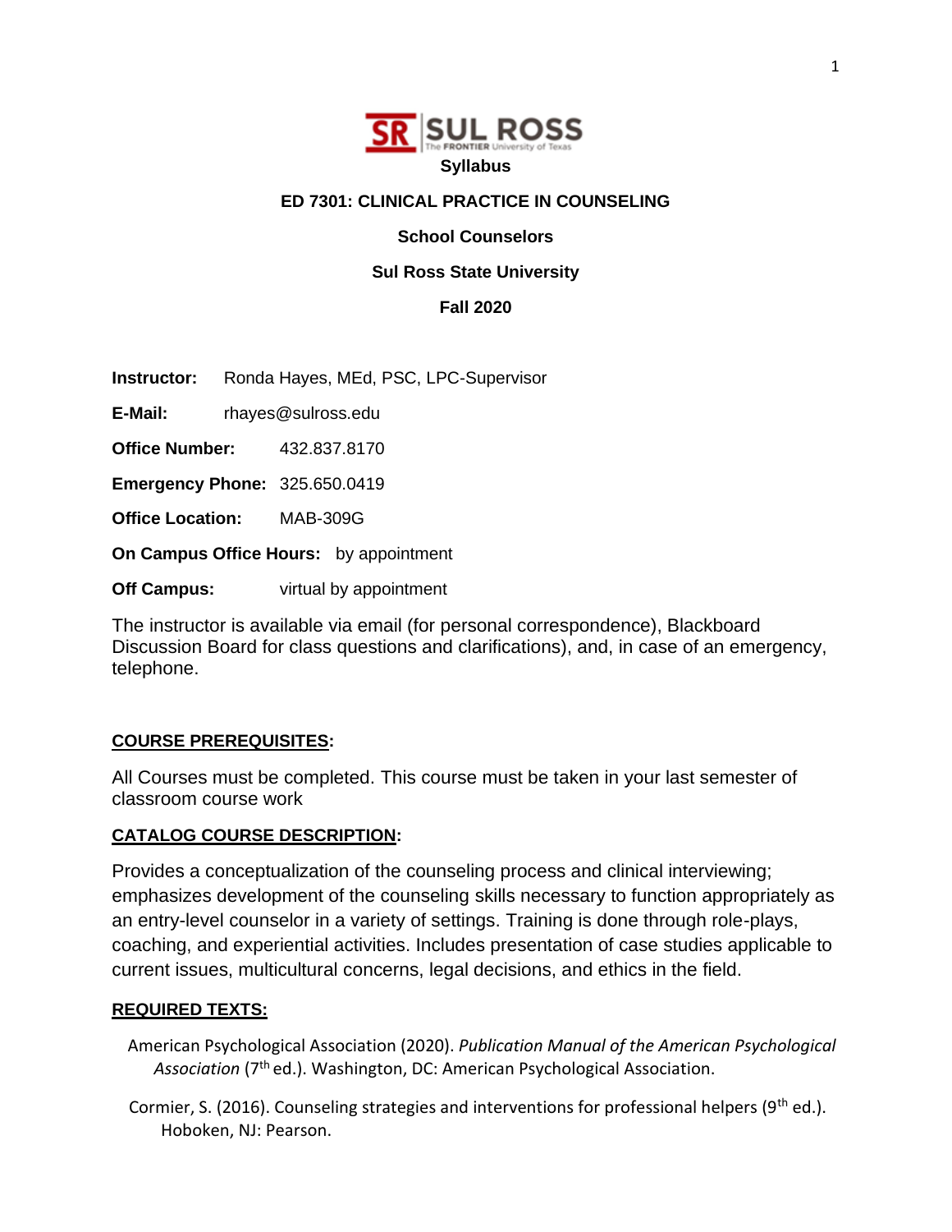**Syllabus**

# ED 7301: CLINICAL PRACTICE IN COUNSELING

**School Counselors**

**Sul Ross State University**

**Fall 2020**

**Instructor:** Ronda Hayes, MEd, PSC, LPC-Supervisor

**E-Mail:** rhayes@sulross.edu

**Office Number:** 432.837.8170

**Emergency Phone:** 325.650.0419

**Office Location:** MAB-309G

**On Campus Office Hours:** by appointment

**Off Campus:** virtual by appointment

The instructor is available via email (for personal correspondence), Blackboard Discussion Board for class questions and clarifications), and, in case of an emergency, telephone.

## COURSE PREREQUISITES:

All Courses must be completed. This course must be taken in your last semester of classroom course work

## CATALOG COURSE DESCRIPTION:

Provides a conceptualization of the counseling process and clinical interviewing; emphasizes development of the counseling skills necessary to function appropriately as an entry-level counselor in a variety of settings. Training is done through role-plays, coaching, and experiential activities. Includes presentation of case studies applicable to current issues, multicultural concerns, legal decisions, and ethics in the field.

## REQUIRED TEXTS:

American Psychological Association (2020). *Publication Manual of the American Psychological Association* (7th ed.). Washington, DC: American Psychological Association.

Cormier, S. (2016). Counseling strategies and interventions for professional helpers (9th ed.). Hoboken, NJ: Pearson.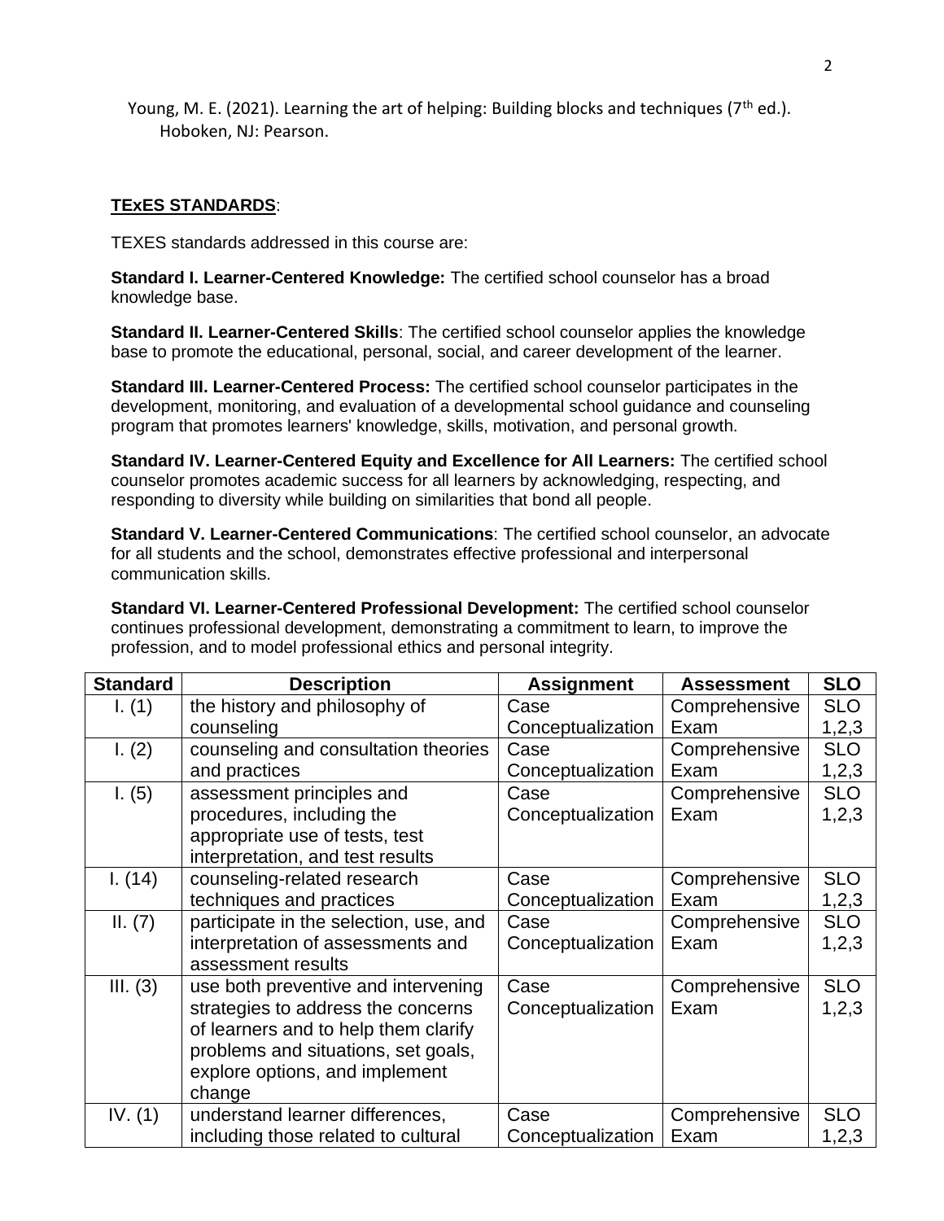Young, M. E. (2021). Learning the art of helping: Building blocks and techniques (7th ed.). Hoboken, NJ: Pearson.

**TExES STANDARDS**:

TEXES standards addressed in this course are:

**Standard I. Learner-Centered Knowledge:** The certified school counselor has a broad knowledge base.

**Standard II. Learner-Centered Skills**: The certified school counselor applies the knowledge base to promote the educational, personal, social, and career development of the learner.

**Standard III. Learner-Centered Process:** The certified school counselor participates in the development, monitoring, and evaluation of a developmental school guidance and counseling program that promotes learners' knowledge, skills, motivation, and personal growth.

**Standard IV. Learner-Centered Equity and Excellence for All Learners:** The certified school counselor promotes academic success for all learners by acknowledging, respecting, and responding to diversity while building on similarities that bond all people.

**Standard V. Learner-Centered Communications**: The certified school counselor, an advocate for all students and the school, demonstrates effective professional and interpersonal communication skills.

**Standard VI. Learner-Centered Professional Development:** The certified school counselor continues professional development, demonstrating a commitment to learn, to improve the profession, and to model professional ethics and personal integrity.

| Standard | Description | Assignment | Assessment | SLO |
|---|---|---|---|---|
| I. (1) | the history and philosophy of counseling | Case Conceptualization | Comprehensive Exam | SLO 1,2,3 |
| I. (2) | counseling and consultation theories and practices | Case Conceptualization | Comprehensive Exam | SLO 1,2,3 |
| I. (5) | assessment principles and procedures, including the appropriate use of tests, test interpretation, and test results | Case Conceptualization | Comprehensive Exam | SLO 1,2,3 |
| I. (14) | counseling-related research techniques and practices | Case Conceptualization | Comprehensive Exam | SLO 1,2,3 |
| II. (7) | participate in the selection, use, and interpretation of assessments and assessment results | Case Conceptualization | Comprehensive Exam | SLO 1,2,3 |
| III. (3) | use both preventive and intervening strategies to address the concerns of learners and to help them clarify problems and situations, set goals, explore options, and implement change | Case Conceptualization | Comprehensive Exam | SLO 1,2,3 |
| IV. (1) | understand learner differences, including those related to cultural | Case Conceptualization | Comprehensive Exam | SLO 1,2,3 |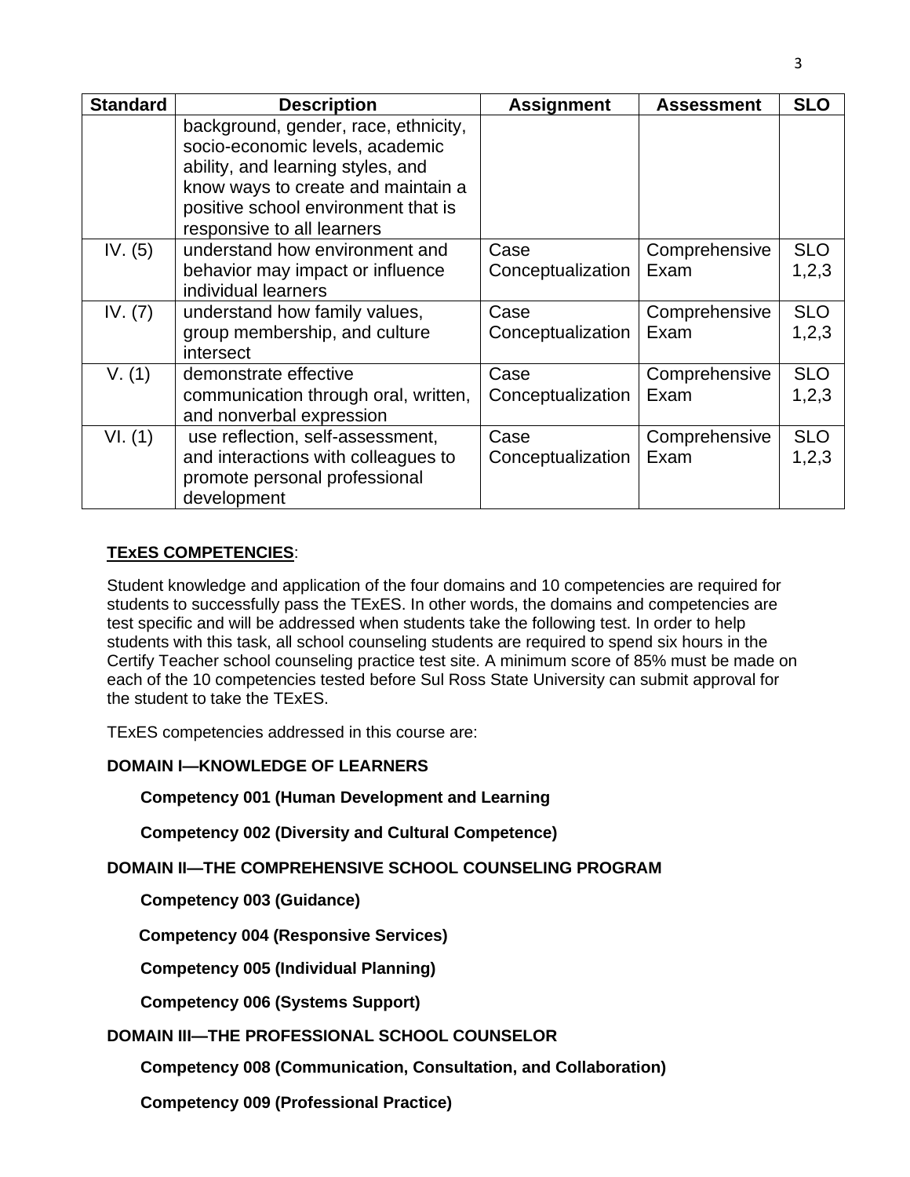| Standard | Description | Assignment | Assessment | SLO |
|---|---|---|---|---|
| | background, gender, race, ethnicity, socio-economic levels, academic ability, and learning styles, and know ways to create and maintain a positive school environment that is responsive to all learners | | | |
| IV. (5) | understand how environment and behavior may impact or influence individual learners | Case Conceptualization | Comprehensive Exam | SLO 1,2,3 |
| IV. (7) | understand how family values, group membership, and culture intersect | Case Conceptualization | Comprehensive Exam | SLO 1,2,3 |
| V. (1) | demonstrate effective communication through oral, written, and nonverbal expression | Case Conceptualization | Comprehensive Exam | SLO 1,2,3 |
| VI. (1) | use reflection, self-assessment, and interactions with colleagues to promote personal professional development | Case Conceptualization | Comprehensive Exam | SLO 1,2,3 |

**TExES COMPETENCIES**:

Student knowledge and application of the four domains and 10 competencies are required for students to successfully pass the TExES. In other words, the domains and competencies are test specific and will be addressed when students take the following test. In order to help students with this task, all school counseling students are required to spend six hours in the Certify Teacher school counseling practice test site. A minimum score of 85% must be made on each of the 10 competencies tested before Sul Ross State University can submit approval for the student to take the TExES.

TExES competencies addressed in this course are:

**DOMAIN I—KNOWLEDGE OF LEARNERS**

**Competency 001 (Human Development and Learning**

**Competency 002 (Diversity and Cultural Competence)**

**DOMAIN II—THE COMPREHENSIVE SCHOOL COUNSELING PROGRAM**

**Competency 003 (Guidance)**

**Competency 004 (Responsive Services)**

**Competency 005 (Individual Planning)**

**Competency 006 (Systems Support)**

**DOMAIN III—THE PROFESSIONAL SCHOOL COUNSELOR**

**Competency 008 (Communication, Consultation, and Collaboration)**

**Competency 009 (Professional Practice)**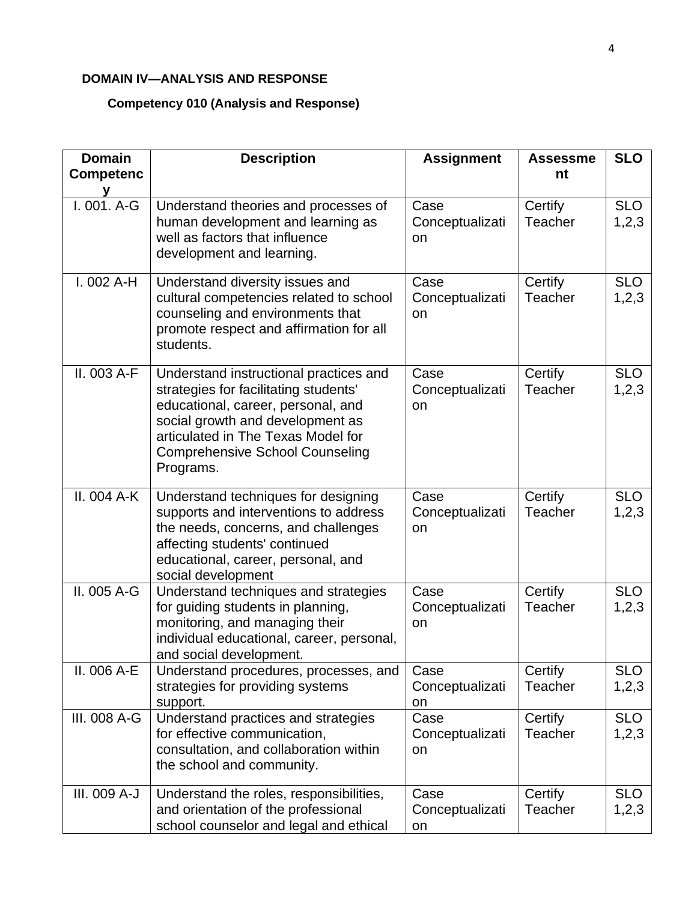**DOMAIN IV—ANALYSIS AND RESPONSE**

**Competency 010 (Analysis and Response)**

| Domain Competency | Description | Assignment | Assessment | SLO |
|---|---|---|---|---|
| I. 001. A-G | Understand theories and processes of human development and learning as well as factors that influence development and learning. | Case Conceptualization | Certify Teacher | SLO 1,2,3 |
| I. 002 A-H | Understand diversity issues and cultural competencies related to school counseling and environments that promote respect and affirmation for all students. | Case Conceptualization | Certify Teacher | SLO 1,2,3 |
| II. 003 A-F | Understand instructional practices and strategies for facilitating students' educational, career, personal, and social growth and development as articulated in The Texas Model for Comprehensive School Counseling Programs. | Case Conceptualization | Certify Teacher | SLO 1,2,3 |
| II. 004 A-K | Understand techniques for designing supports and interventions to address the needs, concerns, and challenges affecting students' continued educational, career, personal, and social development | Case Conceptualization | Certify Teacher | SLO 1,2,3 |
| II. 005 A-G | Understand techniques and strategies for guiding students in planning, monitoring, and managing their individual educational, career, personal, and social development. | Case Conceptualization | Certify Teacher | SLO 1,2,3 |
| II. 006 A-E | Understand procedures, processes, and strategies for providing systems support. | Case Conceptualization | Certify Teacher | SLO 1,2,3 |
| III. 008 A-G | Understand practices and strategies for effective communication, consultation, and collaboration within the school and community. | Case Conceptualization | Certify Teacher | SLO 1,2,3 |
| III. 009 A-J | Understand the roles, responsibilities, and orientation of the professional school counselor and legal and ethical | Case Conceptualization | Certify Teacher | SLO 1,2,3 |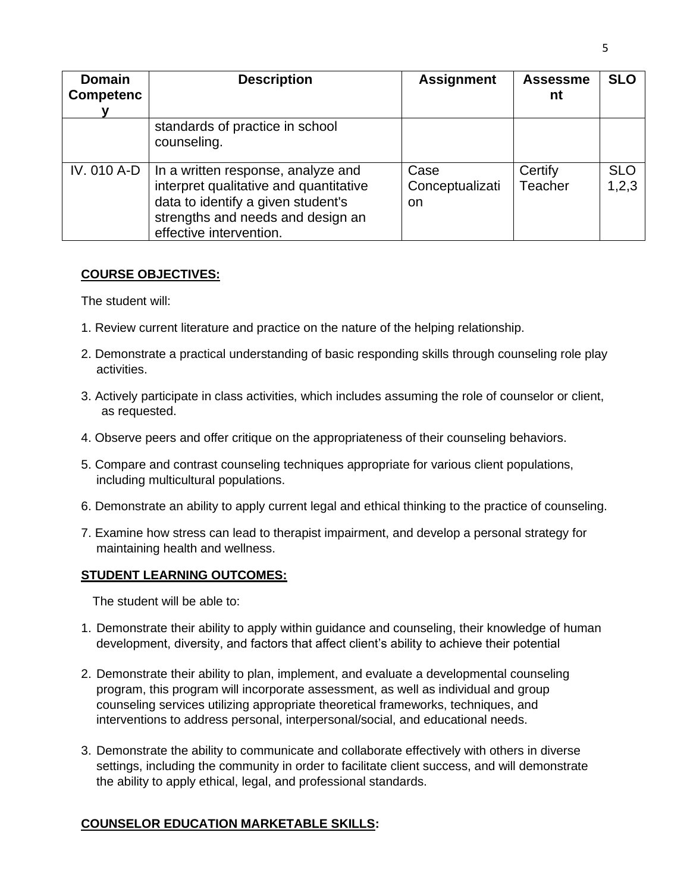| Domain Competency | Description | Assignment | Assessment | SLO |
|---|---|---|---|---|
| | standards of practice in school counseling. | | | |
| IV. 010 A-D | In a written response, analyze and interpret qualitative and quantitative data to identify a given student's strengths and needs and design an effective intervention. | Case Conceptualization | Certify Teacher | SLO 1,2,3 |

**COURSE OBJECTIVES:**

The student will:

1. Review current literature and practice on the nature of the helping relationship.
2. Demonstrate a practical understanding of basic responding skills through counseling role play activities.
3. Actively participate in class activities, which includes assuming the role of counselor or client, as requested.
4. Observe peers and offer critique on the appropriateness of their counseling behaviors.
5. Compare and contrast counseling techniques appropriate for various client populations, including multicultural populations.
6. Demonstrate an ability to apply current legal and ethical thinking to the practice of counseling.
7. Examine how stress can lead to therapist impairment, and develop a personal strategy for maintaining health and wellness.

**STUDENT LEARNING OUTCOMES:**

The student will be able to:

1. Demonstrate their ability to apply within guidance and counseling, their knowledge of human development, diversity, and factors that affect client's ability to achieve their potential
2. Demonstrate their ability to plan, implement, and evaluate a developmental counseling program, this program will incorporate assessment, as well as individual and group counseling services utilizing appropriate theoretical frameworks, techniques, and interventions to address personal, interpersonal/social, and educational needs.
3. Demonstrate the ability to communicate and collaborate effectively with others in diverse settings, including the community in order to facilitate client success, and will demonstrate the ability to apply ethical, legal, and professional standards.

**COUNSELOR EDUCATION MARKETABLE SKILLS:**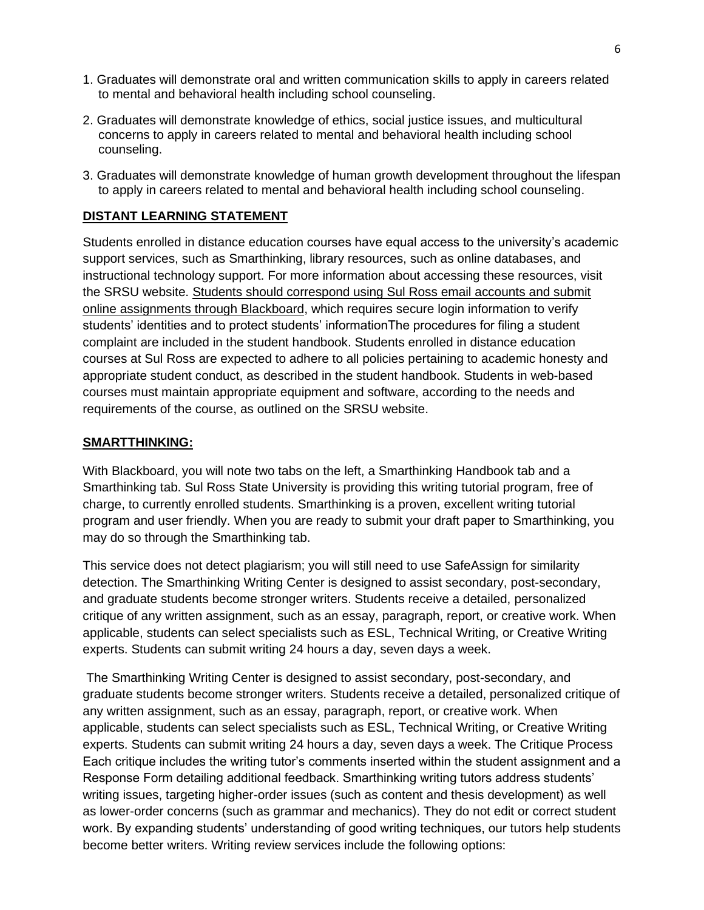1. Graduates will demonstrate oral and written communication skills to apply in careers related to mental and behavioral health including school counseling.

2. Graduates will demonstrate knowledge of ethics, social justice issues, and multicultural concerns to apply in careers related to mental and behavioral health including school counseling.

3. Graduates will demonstrate knowledge of human growth development throughout the lifespan to apply in careers related to mental and behavioral health including school counseling.

## DISTANT LEARNING STATEMENT

Students enrolled in distance education courses have equal access to the university's academic support services, such as Smarthinking, library resources, such as online databases, and instructional technology support. For more information about accessing these resources, visit the SRSU website. Students should correspond using Sul Ross email accounts and submit online assignments through Blackboard, which requires secure login information to verify students' identities and to protect students' informationThe procedures for filing a student complaint are included in the student handbook. Students enrolled in distance education courses at Sul Ross are expected to adhere to all policies pertaining to academic honesty and appropriate student conduct, as described in the student handbook. Students in web-based courses must maintain appropriate equipment and software, according to the needs and requirements of the course, as outlined on the SRSU website.

## SMARTTHINKING:

With Blackboard, you will note two tabs on the left, a Smarthinking Handbook tab and a Smarthinking tab. Sul Ross State University is providing this writing tutorial program, free of charge, to currently enrolled students. Smarthinking is a proven, excellent writing tutorial program and user friendly. When you are ready to submit your draft paper to Smarthinking, you may do so through the Smarthinking tab.

This service does not detect plagiarism; you will still need to use SafeAssign for similarity detection. The Smarthinking Writing Center is designed to assist secondary, post-secondary, and graduate students become stronger writers. Students receive a detailed, personalized critique of any written assignment, such as an essay, paragraph, report, or creative work. When applicable, students can select specialists such as ESL, Technical Writing, or Creative Writing experts. Students can submit writing 24 hours a day, seven days a week.

The Smarthinking Writing Center is designed to assist secondary, post-secondary, and graduate students become stronger writers. Students receive a detailed, personalized critique of any written assignment, such as an essay, paragraph, report, or creative work. When applicable, students can select specialists such as ESL, Technical Writing, or Creative Writing experts. Students can submit writing 24 hours a day, seven days a week. The Critique Process Each critique includes the writing tutor's comments inserted within the student assignment and a Response Form detailing additional feedback. Smarthinking writing tutors address students' writing issues, targeting higher-order issues (such as content and thesis development) as well as lower-order concerns (such as grammar and mechanics). They do not edit or correct student work. By expanding students' understanding of good writing techniques, our tutors help students become better writers. Writing review services include the following options: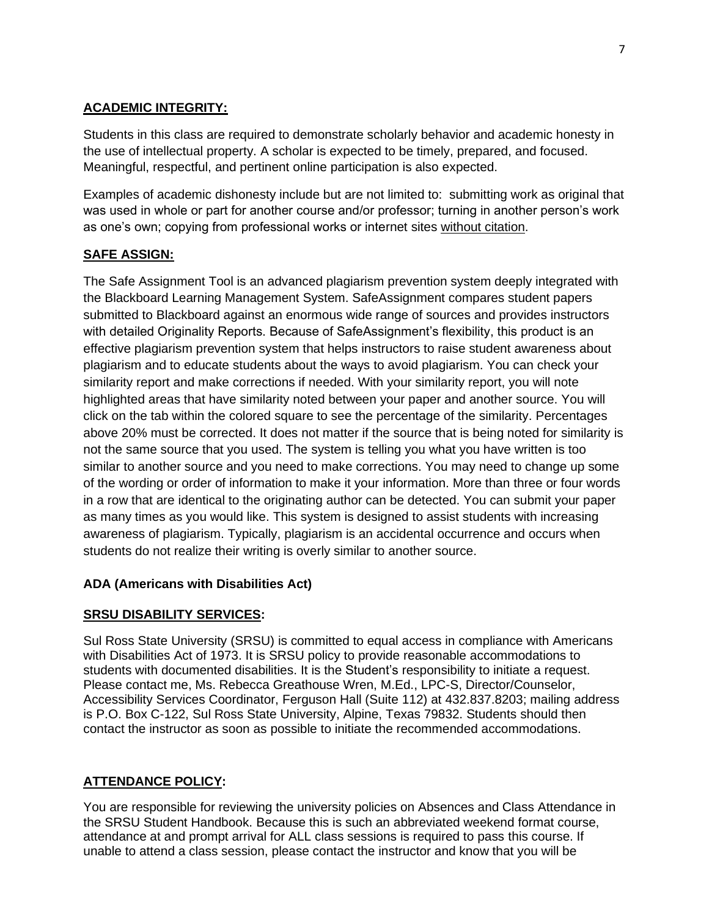## **ACADEMIC INTEGRITY:**

Students in this class are required to demonstrate scholarly behavior and academic honesty in the use of intellectual property. A scholar is expected to be timely, prepared, and focused. Meaningful, respectful, and pertinent online participation is also expected.

Examples of academic dishonesty include but are not limited to: submitting work as original that was used in whole or part for another course and/or professor; turning in another person's work as one's own; copying from professional works or internet sites without citation.

## **SAFE ASSIGN:**

The Safe Assignment Tool is an advanced plagiarism prevention system deeply integrated with the Blackboard Learning Management System. SafeAssignment compares student papers submitted to Blackboard against an enormous wide range of sources and provides instructors with detailed Originality Reports. Because of SafeAssignment's flexibility, this product is an effective plagiarism prevention system that helps instructors to raise student awareness about plagiarism and to educate students about the ways to avoid plagiarism. You can check your similarity report and make corrections if needed. With your similarity report, you will note highlighted areas that have similarity noted between your paper and another source. You will click on the tab within the colored square to see the percentage of the similarity. Percentages above 20% must be corrected. It does not matter if the source that is being noted for similarity is not the same source that you used. The system is telling you what you have written is too similar to another source and you need to make corrections. You may need to change up some of the wording or order of information to make it your information. More than three or four words in a row that are identical to the originating author can be detected. You can submit your paper as many times as you would like. This system is designed to assist students with increasing awareness of plagiarism. Typically, plagiarism is an accidental occurrence and occurs when students do not realize their writing is overly similar to another source.

### **ADA (Americans with Disabilities Act)**

## **SRSU DISABILITY SERVICES:**

Sul Ross State University (SRSU) is committed to equal access in compliance with Americans with Disabilities Act of 1973. It is SRSU policy to provide reasonable accommodations to students with documented disabilities. It is the Student's responsibility to initiate a request. Please contact me, Ms. Rebecca Greathouse Wren, M.Ed., LPC-S, Director/Counselor, Accessibility Services Coordinator, Ferguson Hall (Suite 112) at 432.837.8203; mailing address is P.O. Box C-122, Sul Ross State University, Alpine, Texas 79832. Students should then contact the instructor as soon as possible to initiate the recommended accommodations.

## **ATTENDANCE POLICY:**

You are responsible for reviewing the university policies on Absences and Class Attendance in the SRSU Student Handbook. Because this is such an abbreviated weekend format course, attendance at and prompt arrival for ALL class sessions is required to pass this course. If unable to attend a class session, please contact the instructor and know that you will be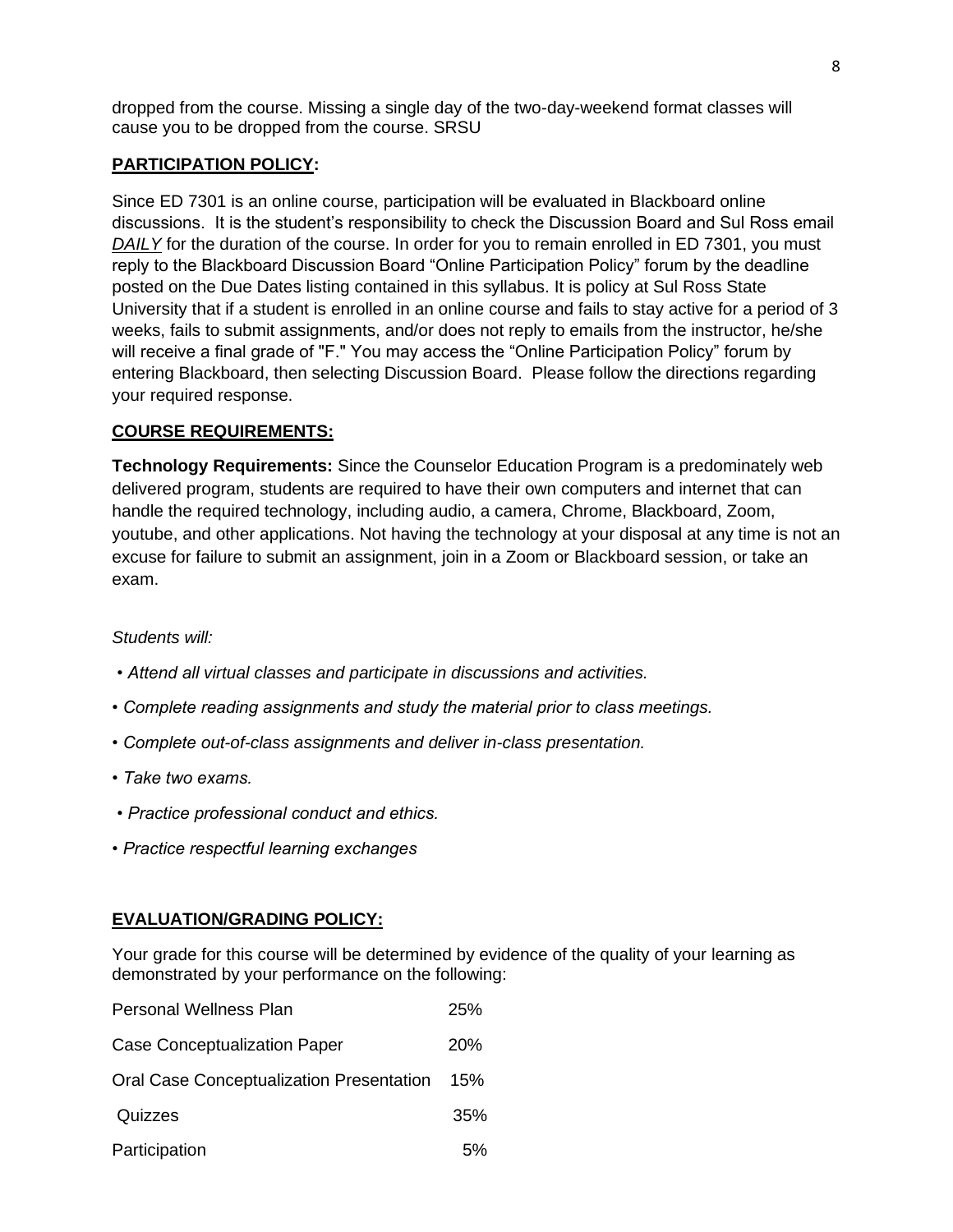dropped from the course. Missing a single day of the two-day-weekend format classes will cause you to be dropped from the course. SRSU

**PARTICIPATION POLICY:**

Since ED 7301 is an online course, participation will be evaluated in Blackboard online discussions. It is the student's responsibility to check the Discussion Board and Sul Ross email *DAILY* for the duration of the course. In order for you to remain enrolled in ED 7301, you must reply to the Blackboard Discussion Board "Online Participation Policy" forum by the deadline posted on the Due Dates listing contained in this syllabus. It is policy at Sul Ross State University that if a student is enrolled in an online course and fails to stay active for a period of 3 weeks, fails to submit assignments, and/or does not reply to emails from the instructor, he/she will receive a final grade of "F." You may access the "Online Participation Policy" forum by entering Blackboard, then selecting Discussion Board. Please follow the directions regarding your required response.

**COURSE REQUIREMENTS:**

**Technology Requirements:** Since the Counselor Education Program is a predominately web delivered program, students are required to have their own computers and internet that can handle the required technology, including audio, a camera, Chrome, Blackboard, Zoom, youtube, and other applications. Not having the technology at your disposal at any time is not an excuse for failure to submit an assignment, join in a Zoom or Blackboard session, or take an exam.

*Students will:*

- *Attend all virtual classes and participate in discussions and activities.*
- *Complete reading assignments and study the material prior to class meetings.*
- *Complete out-of-class assignments and deliver in-class presentation.*
- *Take two exams.*
- *Practice professional conduct and ethics.*
- *Practice respectful learning exchanges*

**EVALUATION/GRADING POLICY:**

Your grade for this course will be determined by evidence of the quality of your learning as demonstrated by your performance on the following:

| | |
|---|---|
| Personal Wellness Plan | 25% |
| Case Conceptualization Paper | 20% |
| Oral Case Conceptualization Presentation | 15% |
| Quizzes | 35% |
| Participation | 5% |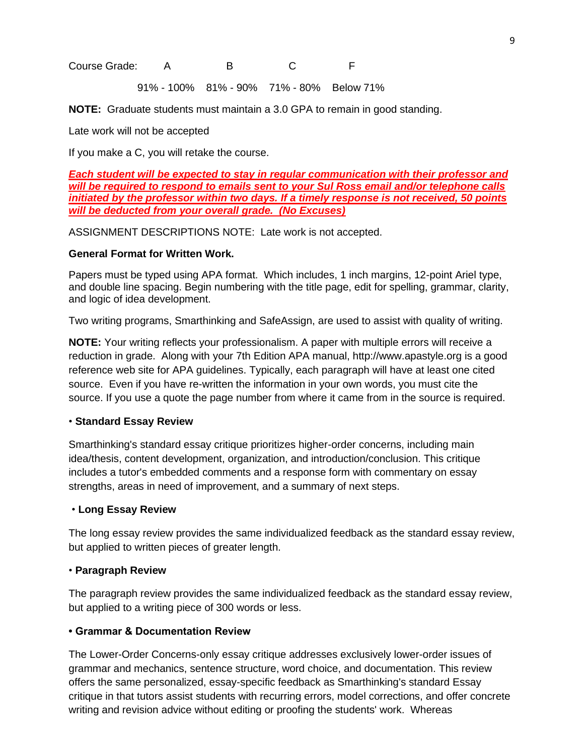| Course Grade: | A | B | C | F |
| --- | --- | --- | --- | --- |
| | 91% - 100% | 81% - 90% | 71% - 80% | Below 71% |

**NOTE:** Graduate students must maintain a 3.0 GPA to remain in good standing.

Late work will not be accepted

If you make a C, you will retake the course.

***Each student will be expected to stay in regular communication with their professor and will be required to respond to emails sent to your Sul Ross email and/or telephone calls initiated by the professor within two days. If a timely response is not received, 50 points will be deducted from your overall grade. (No Excuses)***

ASSIGNMENT DESCRIPTIONS NOTE: Late work is not accepted.

**General Format for Written Work.**

Papers must be typed using APA format. Which includes, 1 inch margins, 12-point Ariel type, and double line spacing. Begin numbering with the title page, edit for spelling, grammar, clarity, and logic of idea development.

Two writing programs, Smarthinking and SafeAssign, are used to assist with quality of writing.

**NOTE:** Your writing reflects your professionalism. A paper with multiple errors will receive a reduction in grade. Along with your 7th Edition APA manual, http://www.apastyle.org is a good reference web site for APA guidelines. Typically, each paragraph will have at least one cited source. Even if you have re-written the information in your own words, you must cite the source. If you use a quote the page number from where it came from in the source is required.

- **Standard Essay Review**

Smarthinking's standard essay critique prioritizes higher-order concerns, including main idea/thesis, content development, organization, and introduction/conclusion. This critique includes a tutor's embedded comments and a response form with commentary on essay strengths, areas in need of improvement, and a summary of next steps.

- **Long Essay Review**

The long essay review provides the same individualized feedback as the standard essay review, but applied to written pieces of greater length.

- **Paragraph Review**

The paragraph review provides the same individualized feedback as the standard essay review, but applied to a writing piece of 300 words or less.

- **Grammar & Documentation Review**

The Lower-Order Concerns-only essay critique addresses exclusively lower-order issues of grammar and mechanics, sentence structure, word choice, and documentation. This review offers the same personalized, essay-specific feedback as Smarthinking's standard Essay critique in that tutors assist students with recurring errors, model corrections, and offer concrete writing and revision advice without editing or proofing the students' work. Whereas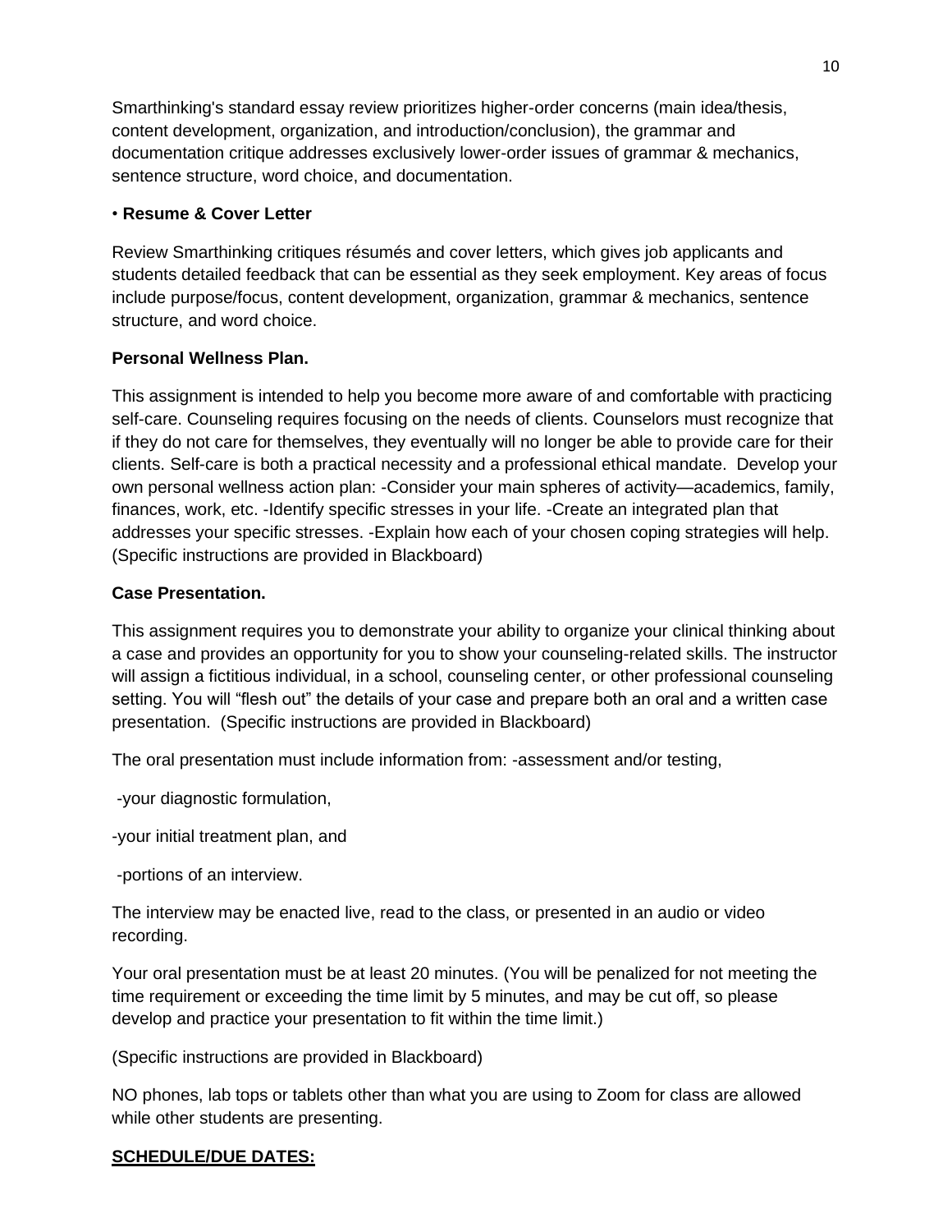Smarthinking's standard essay review prioritizes higher-order concerns (main idea/thesis, content development, organization, and introduction/conclusion), the grammar and documentation critique addresses exclusively lower-order issues of grammar & mechanics, sentence structure, word choice, and documentation.

• **Resume & Cover Letter**

Review Smarthinking critiques résumés and cover letters, which gives job applicants and students detailed feedback that can be essential as they seek employment. Key areas of focus include purpose/focus, content development, organization, grammar & mechanics, sentence structure, and word choice.

**Personal Wellness Plan.**

This assignment is intended to help you become more aware of and comfortable with practicing self-care. Counseling requires focusing on the needs of clients. Counselors must recognize that if they do not care for themselves, they eventually will no longer be able to provide care for their clients. Self-care is both a practical necessity and a professional ethical mandate. Develop your own personal wellness action plan: -Consider your main spheres of activity—academics, family, finances, work, etc. -Identify specific stresses in your life. -Create an integrated plan that addresses your specific stresses. -Explain how each of your chosen coping strategies will help. (Specific instructions are provided in Blackboard)

**Case Presentation.**

This assignment requires you to demonstrate your ability to organize your clinical thinking about a case and provides an opportunity for you to show your counseling-related skills. The instructor will assign a fictitious individual, in a school, counseling center, or other professional counseling setting. You will "flesh out" the details of your case and prepare both an oral and a written case presentation. (Specific instructions are provided in Blackboard)

The oral presentation must include information from: -assessment and/or testing,

-your diagnostic formulation,

-your initial treatment plan, and

-portions of an interview.

The interview may be enacted live, read to the class, or presented in an audio or video recording.

Your oral presentation must be at least 20 minutes. (You will be penalized for not meeting the time requirement or exceeding the time limit by 5 minutes, and may be cut off, so please develop and practice your presentation to fit within the time limit.)

(Specific instructions are provided in Blackboard)

NO phones, lab tops or tablets other than what you are using to Zoom for class are allowed while other students are presenting.

**SCHEDULE/DUE DATES:**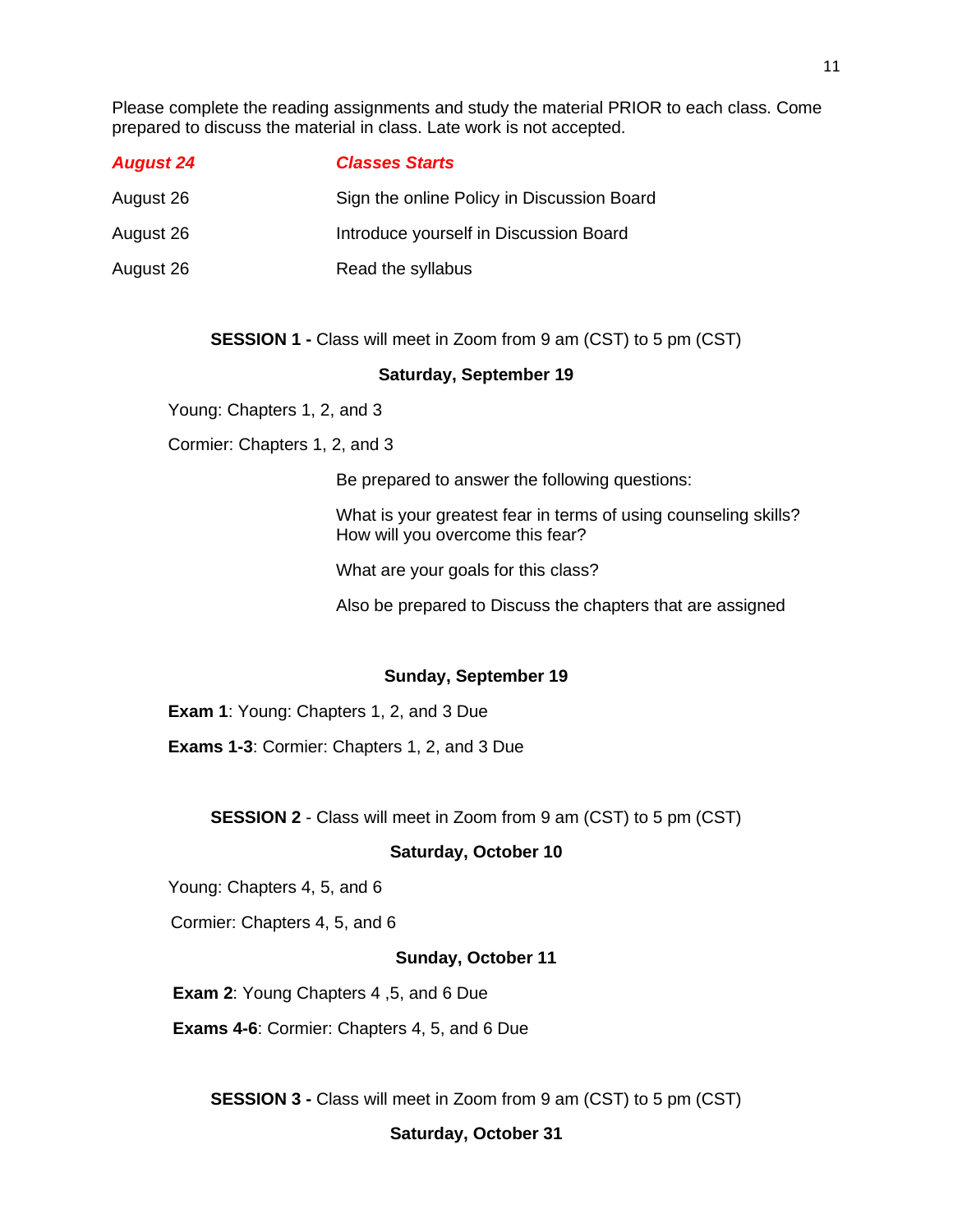Please complete the reading assignments and study the material PRIOR to each class. Come prepared to discuss the material in class. Late work is not accepted.

| | |
|---|---|
| ***August 24*** | ***Classes Starts*** |
| August 26 | Sign the online Policy in Discussion Board |
| August 26 | Introduce yourself in Discussion Board |
| August 26 | Read the syllabus |

**SESSION 1 -** Class will meet in Zoom from 9 am (CST) to 5 pm (CST)

**Saturday, September 19**

Young: Chapters 1, 2, and 3

Cormier: Chapters 1, 2, and 3

Be prepared to answer the following questions:

What is your greatest fear in terms of using counseling skills? How will you overcome this fear?

What are your goals for this class?

Also be prepared to Discuss the chapters that are assigned

**Sunday, September 19**

**Exam 1**: Young: Chapters 1, 2, and 3 Due

**Exams 1-3**: Cormier: Chapters 1, 2, and 3 Due

**SESSION 2** - Class will meet in Zoom from 9 am (CST) to 5 pm (CST)

**Saturday, October 10**

Young: Chapters 4, 5, and 6

Cormier: Chapters 4, 5, and 6

**Sunday, October 11**

**Exam 2**: Young Chapters 4 ,5, and 6 Due

**Exams 4-6**: Cormier: Chapters 4, 5, and 6 Due

**SESSION 3 -** Class will meet in Zoom from 9 am (CST) to 5 pm (CST)

**Saturday, October 31**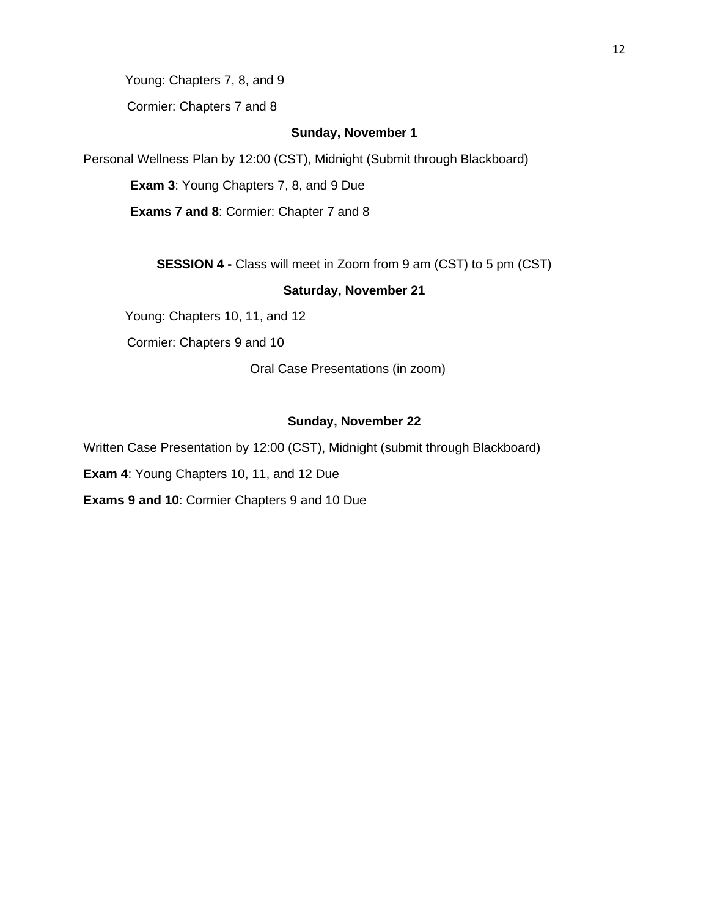Young: Chapters 7, 8, and 9

Cormier: Chapters 7 and 8

**Sunday, November 1**

Personal Wellness Plan by 12:00 (CST), Midnight (Submit through Blackboard)

**Exam 3**: Young Chapters 7, 8, and 9 Due

**Exams 7 and 8**: Cormier: Chapter 7 and 8

**SESSION 4 -** Class will meet in Zoom from 9 am (CST) to 5 pm (CST)

**Saturday, November 21**

Young: Chapters 10, 11, and 12

Cormier: Chapters 9 and 10

Oral Case Presentations (in zoom)

**Sunday, November 22**

Written Case Presentation by 12:00 (CST), Midnight (submit through Blackboard)

**Exam 4**: Young Chapters 10, 11, and 12 Due

**Exams 9 and 10**: Cormier Chapters 9 and 10 Due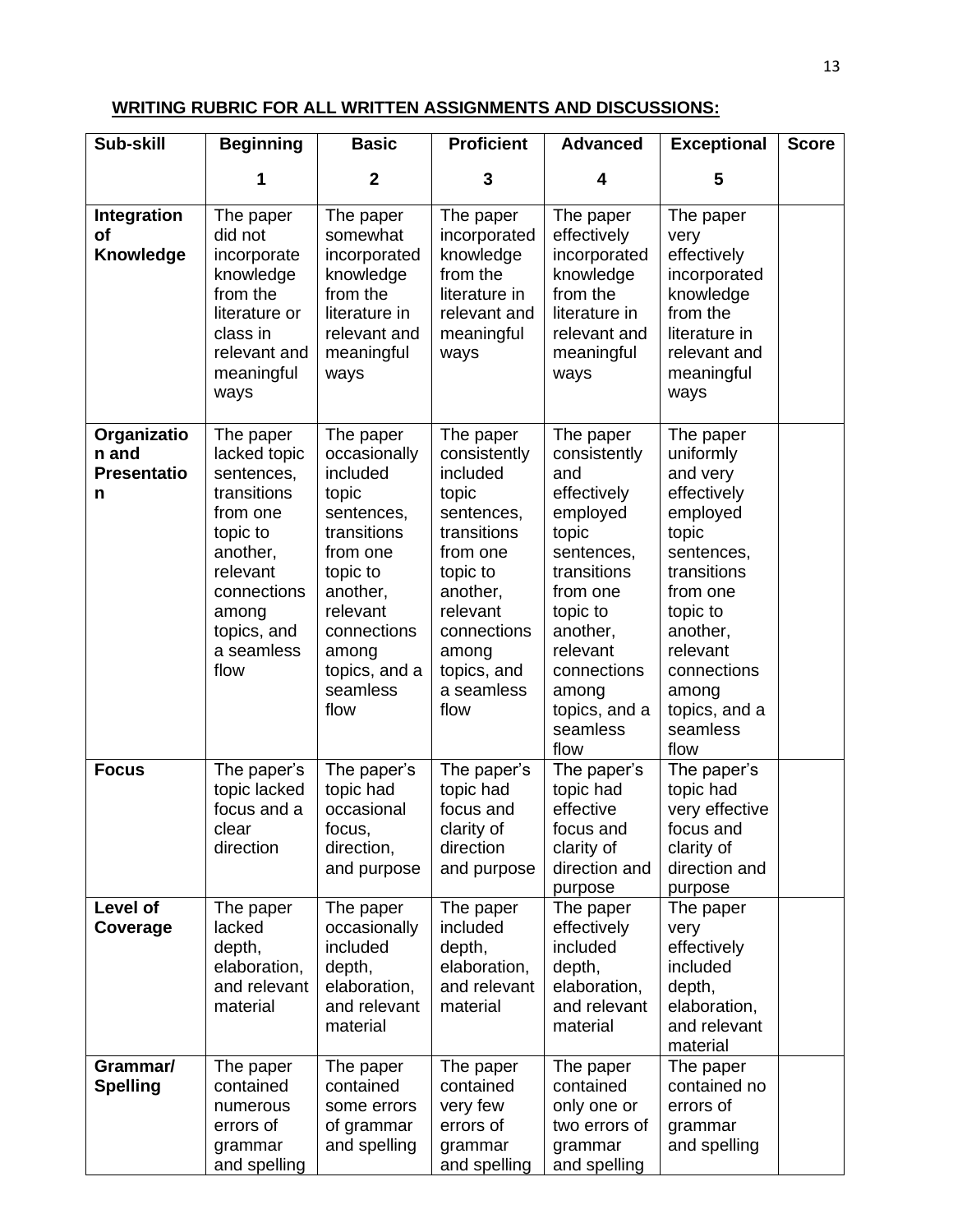**WRITING RUBRIC FOR ALL WRITTEN ASSIGNMENTS AND DISCUSSIONS:**

| Sub-skill | Beginning<br>1 | Basic<br>2 | Proficient<br>3 | Advanced<br>4 | Exceptional<br>5 | Score |
|---|---|---|---|---|---|---|
| **Integration of Knowledge** | The paper did not incorporate knowledge from the literature or class in relevant and meaningful ways | The paper somewhat incorporated knowledge from the literature in relevant and meaningful ways | The paper incorporated knowledge from the literature in relevant and meaningful ways | The paper effectively incorporated knowledge from the literature in relevant and meaningful ways | The paper very effectively incorporated knowledge from the literature in relevant and meaningful ways | |
| **Organization and Presentation** | The paper lacked topic sentences, transitions from one topic to another, relevant connections among topics, and a seamless flow | The paper occasionally included topic sentences, transitions from one topic to another, relevant connections among topics, and a seamless flow | The paper consistently included topic sentences, transitions from one topic to another, relevant connections among topics, and a seamless flow | The paper consistently and effectively employed topic sentences, transitions from one topic to another, relevant connections among topics, and a seamless flow | The paper uniformly and very effectively employed topic sentences, transitions from one topic to another, relevant connections among topics, and a seamless flow | |
| **Focus** | The paper's topic lacked focus and a clear direction | The paper's topic had occasional focus, direction, and purpose | The paper's topic had focus and clarity of direction and purpose | The paper's topic had effective focus and clarity of direction and purpose | The paper's topic had very effective focus and clarity of direction and purpose | |
| **Level of Coverage** | The paper lacked depth, elaboration, and relevant material | The paper occasionally included depth, elaboration, and relevant material | The paper included depth, elaboration, and relevant material | The paper effectively included depth, elaboration, and relevant material | The paper very effectively included depth, elaboration, and relevant material | |
| **Grammar/ Spelling** | The paper contained numerous errors of grammar and spelling | The paper contained some errors of grammar and spelling | The paper contained very few errors of grammar and spelling | The paper contained only one or two errors of grammar and spelling | The paper contained no errors of grammar and spelling | |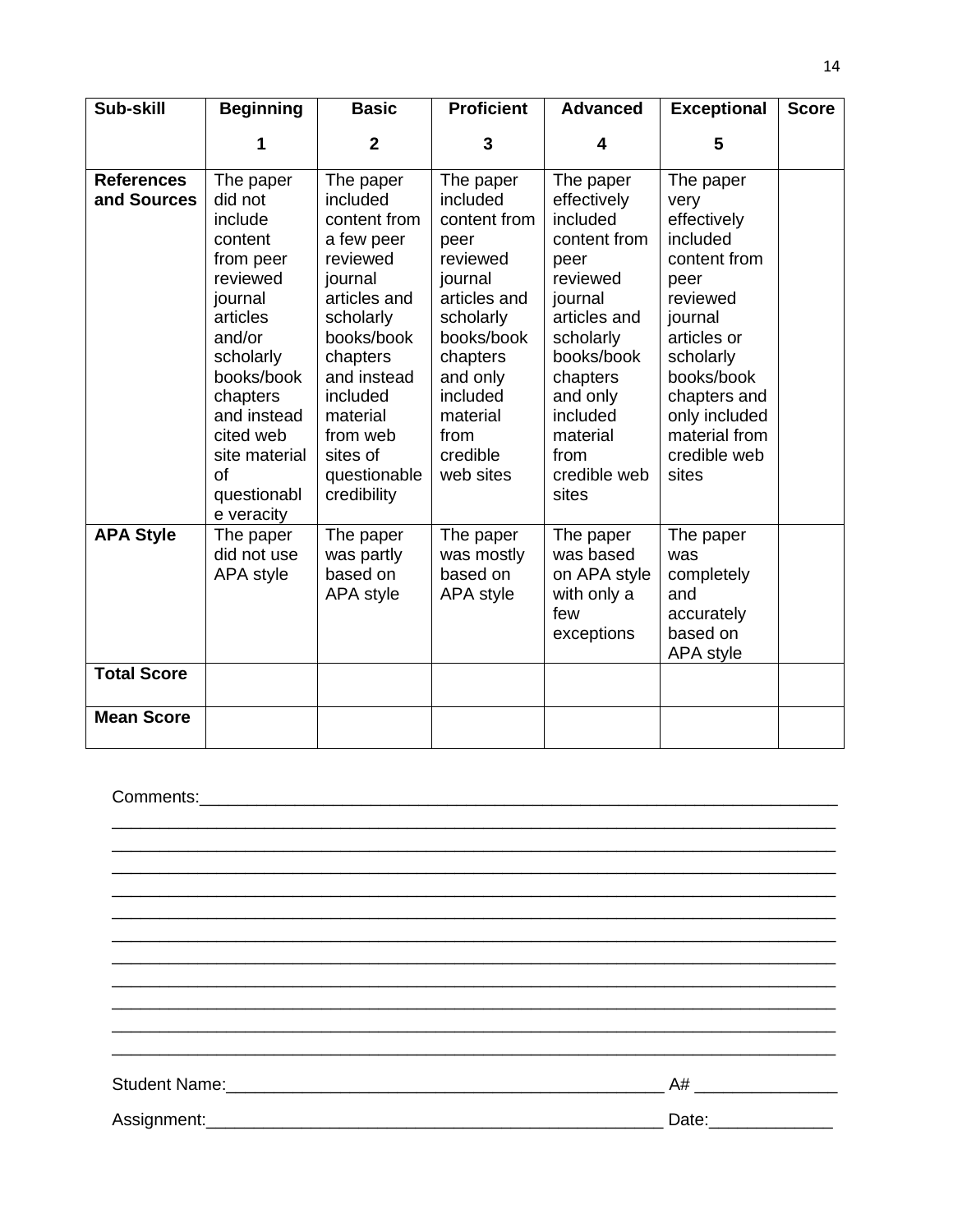| Sub-skill | Beginning<br><br>1 | Basic<br><br>2 | Proficient<br><br>3 | Advanced<br><br>4 | Exceptional<br><br>5 | Score |
|---|---|---|---|---|---|---|
| **References and Sources** | The paper did not include content from peer reviewed journal articles and/or scholarly books/book chapters and instead cited web site material of questionable veracity | The paper included content from a few peer reviewed journal articles and scholarly books/book chapters and instead included material from web sites of questionable credibility | The paper included content from peer reviewed journal articles and scholarly books/book chapters and only included material from credible web sites | The paper effectively included content from peer reviewed journal articles and scholarly books/book chapters and only included material from credible web sites | The paper very effectively included content from peer reviewed journal articles or scholarly books/book chapters and only included material from credible web sites | |
| **APA Style** | The paper did not use APA style | The paper was partly based on APA style | The paper was mostly based on APA style | The paper was based on APA style with only a few exceptions | The paper was completely and accurately based on APA style | |
| **Total Score** | | | | | | |
| **Mean Score** | | | | | | |

Comments:_____________________________________________________________________
______________________________________________________________________________
______________________________________________________________________________
______________________________________________________________________________
______________________________________________________________________________
______________________________________________________________________________
______________________________________________________________________________
______________________________________________________________________________
______________________________________________________________________________
______________________________________________________________________________
______________________________________________________________________________
______________________________________________________________________________

Student Name:_______________________________________________ A# _______________

Assignment:__________________________________________________ Date:_____________